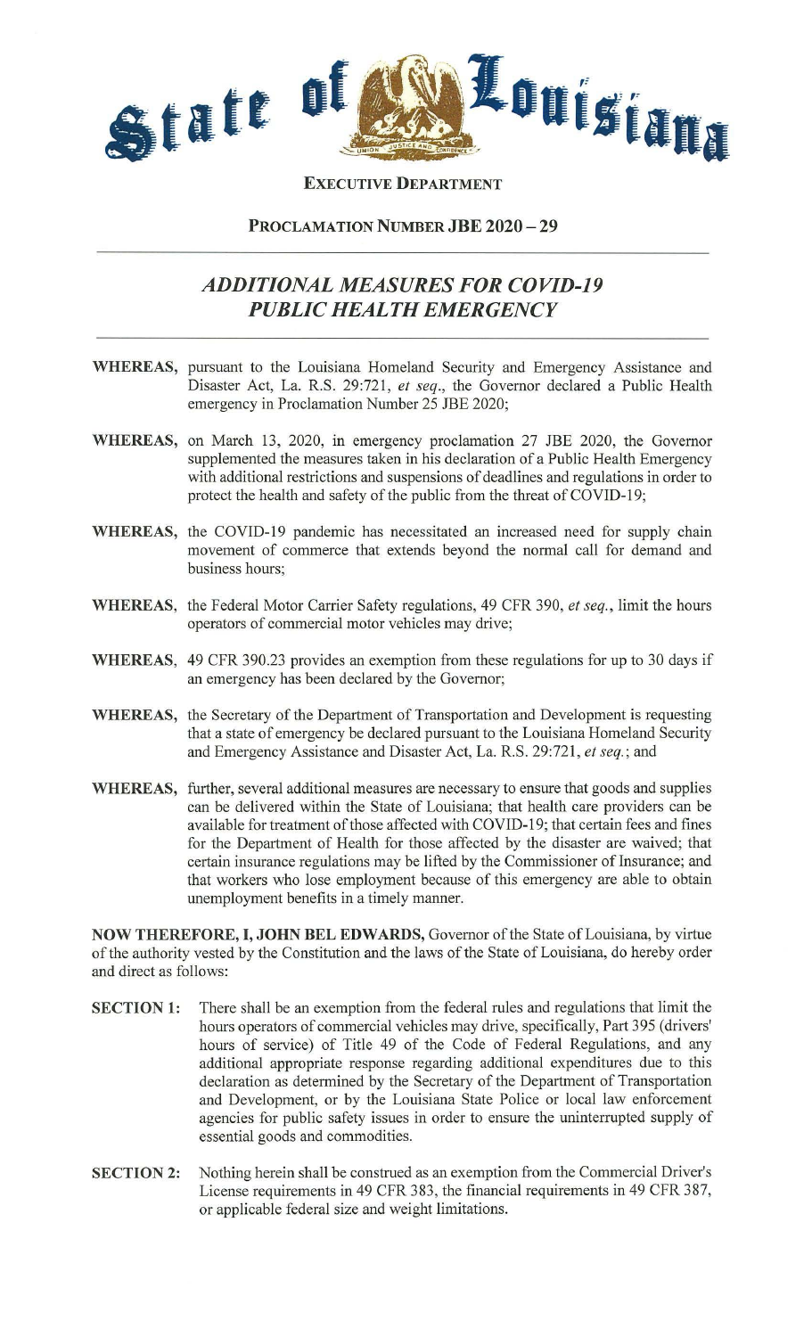# State of Louisiana

**EXECUTIVE DEPARTMENT**

**PROCLAMATION NUMBER JBE 2020 – 29**

## *ADDITIONAL MEASURES FOR COVID-19 PUBLIC HEALTH EMERGENCY*

**WHEREAS,** pursuant to the Louisiana Homeland Security and Emergency Assistance and Disaster Act, La. R.S. 29:721, *et seq*., the Governor declared a Public Health emergency in Proclamation Number 25 JBE 2020;

**WHEREAS,** on March 13, 2020, in emergency proclamation 27 JBE 2020, the Governor supplemented the measures taken in his declaration of a Public Health Emergency with additional restrictions and suspensions of deadlines and regulations in order to protect the health and safety of the public from the threat of COVID-19;

**WHEREAS,** the COVID-19 pandemic has necessitated an increased need for supply chain movement of commerce that extends beyond the normal call for demand and business hours;

**WHEREAS,** the Federal Motor Carrier Safety regulations, 49 CFR 390, *et seq*., limit the hours operators of commercial motor vehicles may drive;

**WHEREAS,** 49 CFR 390.23 provides an exemption from these regulations for up to 30 days if an emergency has been declared by the Governor;

**WHEREAS,** the Secretary of the Department of Transportation and Development is requesting that a state of emergency be declared pursuant to the Louisiana Homeland Security and Emergency Assistance and Disaster Act, La. R.S. 29:721, *et seq*.; and

**WHEREAS,** further, several additional measures are necessary to ensure that goods and supplies can be delivered within the State of Louisiana; that health care providers can be available for treatment of those affected with COVID-19; that certain fees and fines for the Department of Health for those affected by the disaster are waived; that certain insurance regulations may be lifted by the Commissioner of Insurance; and that workers who lose employment because of this emergency are able to obtain unemployment benefits in a timely manner.

**NOW THEREFORE, I, JOHN BEL EDWARDS,** Governor of the State of Louisiana, by virtue of the authority vested by the Constitution and the laws of the State of Louisiana, do hereby order and direct as follows:

**SECTION 1:** There shall be an exemption from the federal rules and regulations that limit the hours operators of commercial vehicles may drive, specifically, Part 395 (drivers' hours of service) of Title 49 of the Code of Federal Regulations, and any additional appropriate response regarding additional expenditures due to this declaration as determined by the Secretary of the Department of Transportation and Development, or by the Louisiana State Police or local law enforcement agencies for public safety issues in order to ensure the uninterrupted supply of essential goods and commodities.

**SECTION 2:** Nothing herein shall be construed as an exemption from the Commercial Driver's License requirements in 49 CFR 383, the financial requirements in 49 CFR 387, or applicable federal size and weight limitations.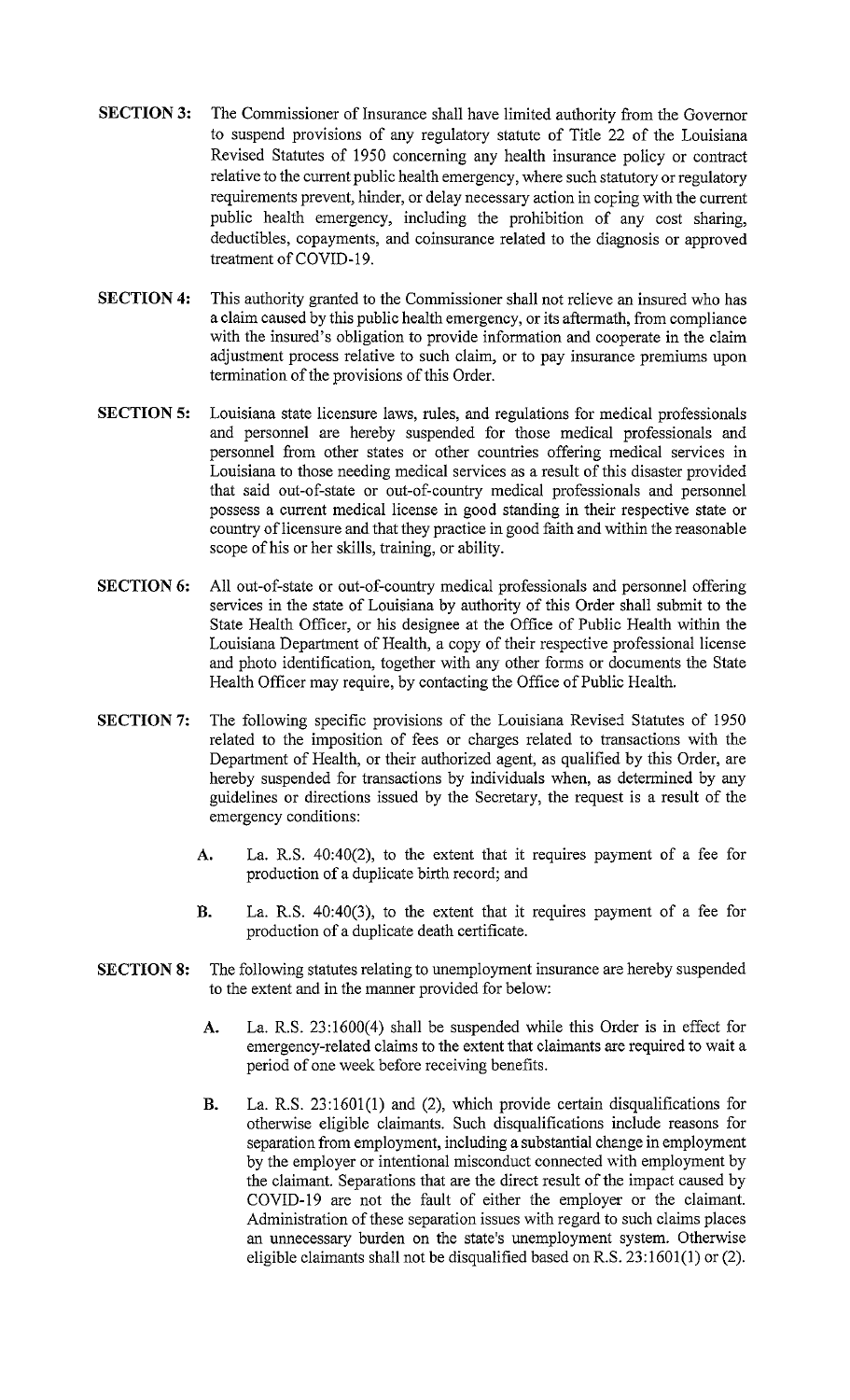**SECTION 3:** The Commissioner of Insurance shall have limited authority from the Governor to suspend provisions of any regulatory statute of Title 22 of the Louisiana Revised Statutes of 1950 concerning any health insurance policy or contract relative to the current public health emergency, where such statutory or regulatory requirements prevent, hinder, or delay necessary action in coping with the current public health emergency, including the prohibition of any cost sharing, deductibles, copayments, and coinsurance related to the diagnosis or approved treatment of COVID-19.

**SECTION 4:** This authority granted to the Commissioner shall not relieve an insured who has a claim caused by this public health emergency, or its aftermath, from compliance with the insured's obligation to provide information and cooperate in the claim adjustment process relative to such claim, or to pay insurance premiums upon termination of the provisions of this Order.

**SECTION 5:** Louisiana state licensure laws, rules, and regulations for medical professionals and personnel are hereby suspended for those medical professionals and personnel from other states or other countries offering medical services in Louisiana to those needing medical services as a result of this disaster provided that said out-of-state or out-of-country medical professionals and personnel possess a current medical license in good standing in their respective state or country of licensure and that they practice in good faith and within the reasonable scope of his or her skills, training, or ability.

**SECTION 6:** All out-of-state or out-of-country medical professionals and personnel offering services in the state of Louisiana by authority of this Order shall submit to the State Health Officer, or his designee at the Office of Public Health within the Louisiana Department of Health, a copy of their respective professional license and photo identification, together with any other forms or documents the State Health Officer may require, by contacting the Office of Public Health.

**SECTION 7:** The following specific provisions of the Louisiana Revised Statutes of 1950 related to the imposition of fees or charges related to transactions with the Department of Health, or their authorized agent, as qualified by this Order, are hereby suspended for transactions by individuals when, as determined by any guidelines or directions issued by the Secretary, the request is a result of the emergency conditions:

- **A.** La. R.S. 40:40(2), to the extent that it requires payment of a fee for production of a duplicate birth record; and

- **B.** La. R.S. 40:40(3), to the extent that it requires payment of a fee for production of a duplicate death certificate.

**SECTION 8:** The following statutes relating to unemployment insurance are hereby suspended to the extent and in the manner provided for below:

- **A.** La. R.S. 23:1600(4) shall be suspended while this Order is in effect for emergency-related claims to the extent that claimants are required to wait a period of one week before receiving benefits.

- **B.** La. R.S. 23:1601(1) and (2), which provide certain disqualifications for otherwise eligible claimants. Such disqualifications include reasons for separation from employment, including a substantial change in employment by the employer or intentional misconduct connected with employment by the claimant. Separations that are the direct result of the impact caused by COVID-19 are not the fault of either the employer or the claimant. Administration of these separation issues with regard to such claims places an unnecessary burden on the state's unemployment system. Otherwise eligible claimants shall not be disqualified based on R.S. 23:1601(1) or (2).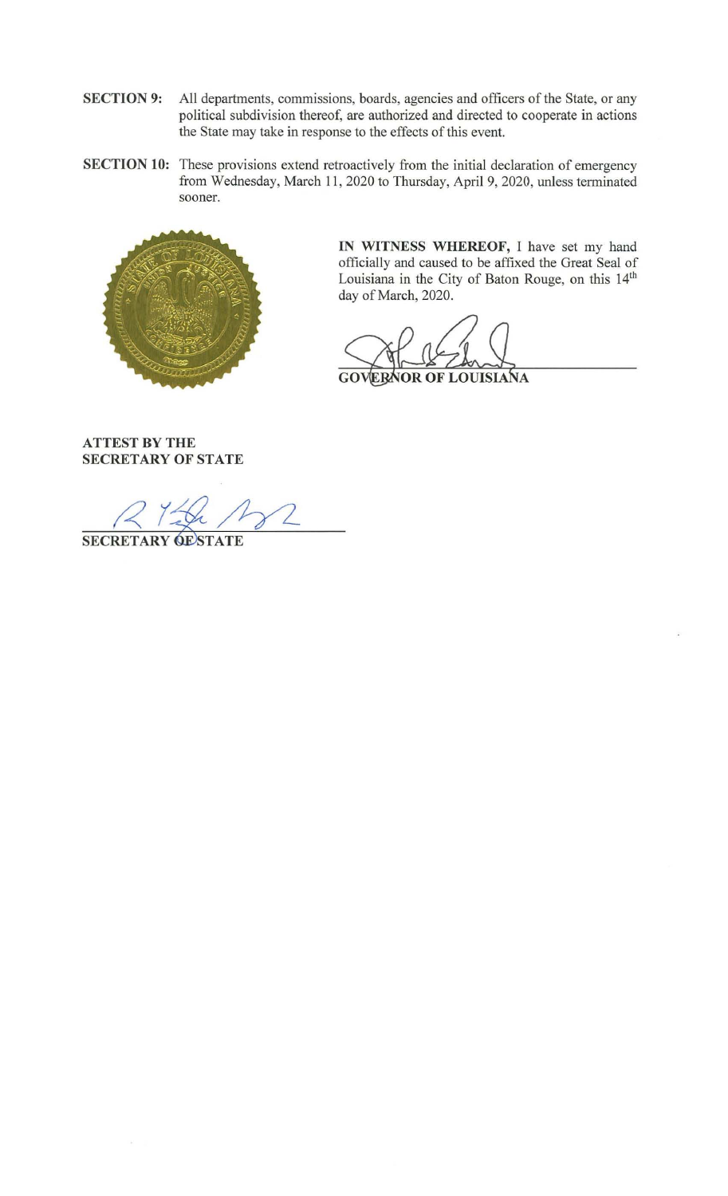**SECTION 9:** All departments, commissions, boards, agencies and officers of the State, or any political subdivision thereof, are authorized and directed to cooperate in actions the State may take in response to the effects of this event.

**SECTION 10:** These provisions extend retroactively from the initial declaration of emergency from Wednesday, March 11, 2020 to Thursday, April 9, 2020, unless terminated sooner.

**IN WITNESS WHEREOF,** I have set my hand officially and caused to be affixed the Great Seal of Louisiana in the City of Baton Rouge, on this 14th day of March, 2020.

**GOVERNOR OF LOUISIANA**

**ATTEST BY THE SECRETARY OF STATE**

**SECRETARY OF STATE**